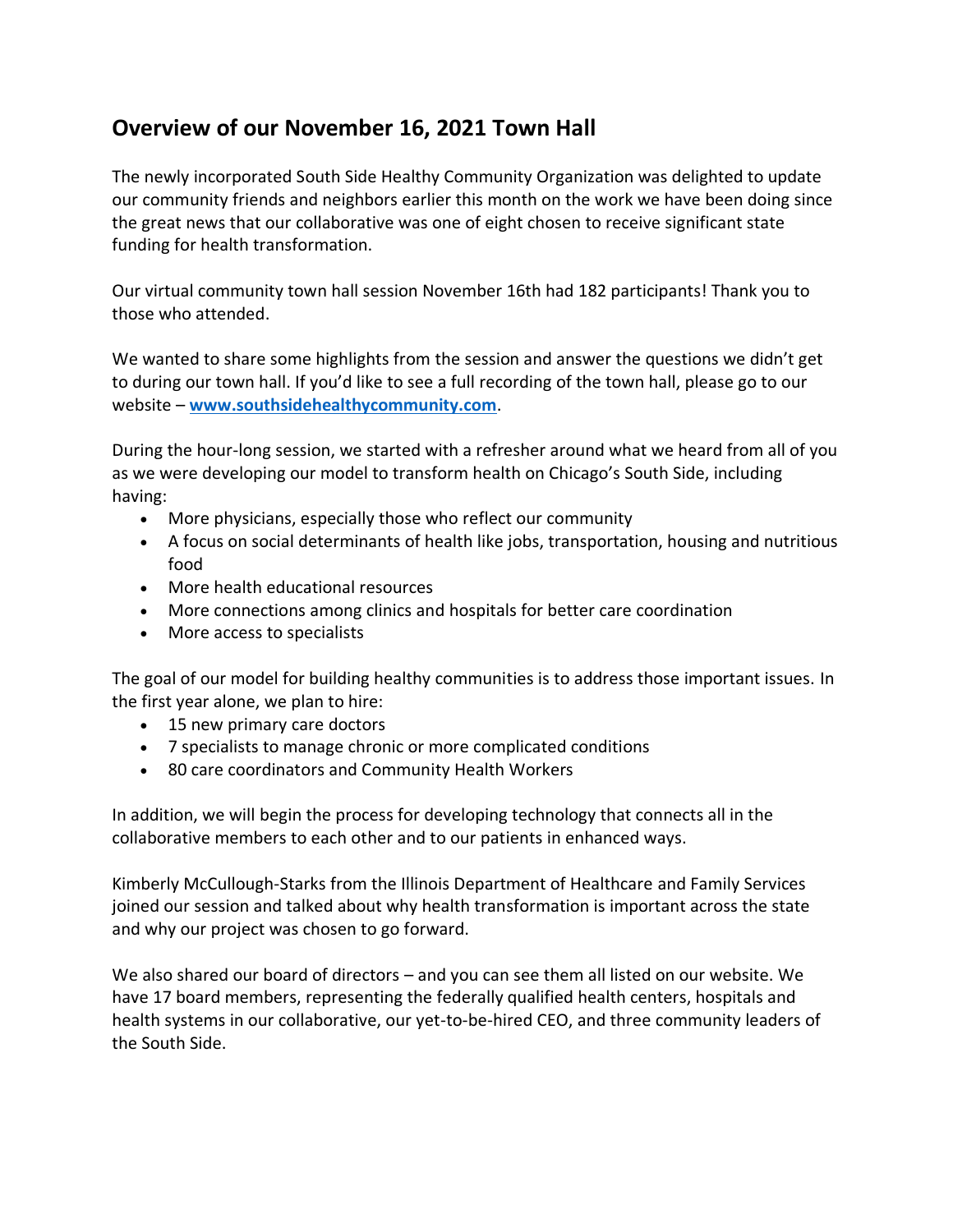## Overview of our November 16, 2021 Town Hall

The newly incorporated South Side Healthy Community Organization was delighted to update our community friends and neighbors earlier this month on the work we have been doing since the great news that our collaborative was one of eight chosen to receive significant state funding for health transformation.

Our virtual community town hall session November 16th had 182 participants! Thank you to those who attended.

We wanted to share some highlights from the session and answer the questions we didn't get to during our town hall. If you'd like to see a full recording of the town hall, please go to our website – **[www.southsidehealthycommunity.com](http://www.southsidehealthycommunity.com)**.

During the hour-long session, we started with a refresher around what we heard from all of you as we were developing our model to transform health on Chicago's South Side, including having:

- More physicians, especially those who reflect our community
- A focus on social determinants of health like jobs, transportation, housing and nutritious food
- More health educational resources
- More connections among clinics and hospitals for better care coordination
- More access to specialists

The goal of our model for building healthy communities is to address those important issues. In the first year alone, we plan to hire:

- 15 new primary care doctors
- 7 specialists to manage chronic or more complicated conditions
- 80 care coordinators and Community Health Workers

In addition, we will begin the process for developing technology that connects all in the collaborative members to each other and to our patients in enhanced ways.

Kimberly McCullough-Starks from the Illinois Department of Healthcare and Family Services joined our session and talked about why health transformation is important across the state and why our project was chosen to go forward.

We also shared our board of directors – and you can see them all listed on our website. We have 17 board members, representing the federally qualified health centers, hospitals and health systems in our collaborative, our yet-to-be-hired CEO, and three community leaders of the South Side.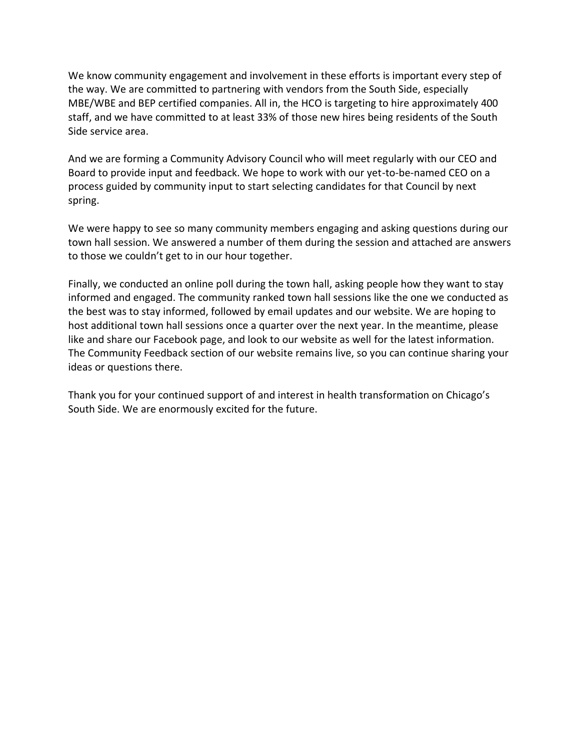We know community engagement and involvement in these efforts is important every step of the way. We are committed to partnering with vendors from the South Side, especially MBE/WBE and BEP certified companies. All in, the HCO is targeting to hire approximately 400 staff, and we have committed to at least 33% of those new hires being residents of the South Side service area.

And we are forming a Community Advisory Council who will meet regularly with our CEO and Board to provide input and feedback. We hope to work with our yet-to-be-named CEO on a process guided by community input to start selecting candidates for that Council by next spring.

We were happy to see so many community members engaging and asking questions during our town hall session. We answered a number of them during the session and attached are answers to those we couldn't get to in our hour together.

Finally, we conducted an online poll during the town hall, asking people how they want to stay informed and engaged. The community ranked town hall sessions like the one we conducted as the best was to stay informed, followed by email updates and our website. We are hoping to host additional town hall sessions once a quarter over the next year. In the meantime, please like and share our Facebook page, and look to our website as well for the latest information. The Community Feedback section of our website remains live, so you can continue sharing your ideas or questions there.

Thank you for your continued support of and interest in health transformation on Chicago's South Side. We are enormously excited for the future.